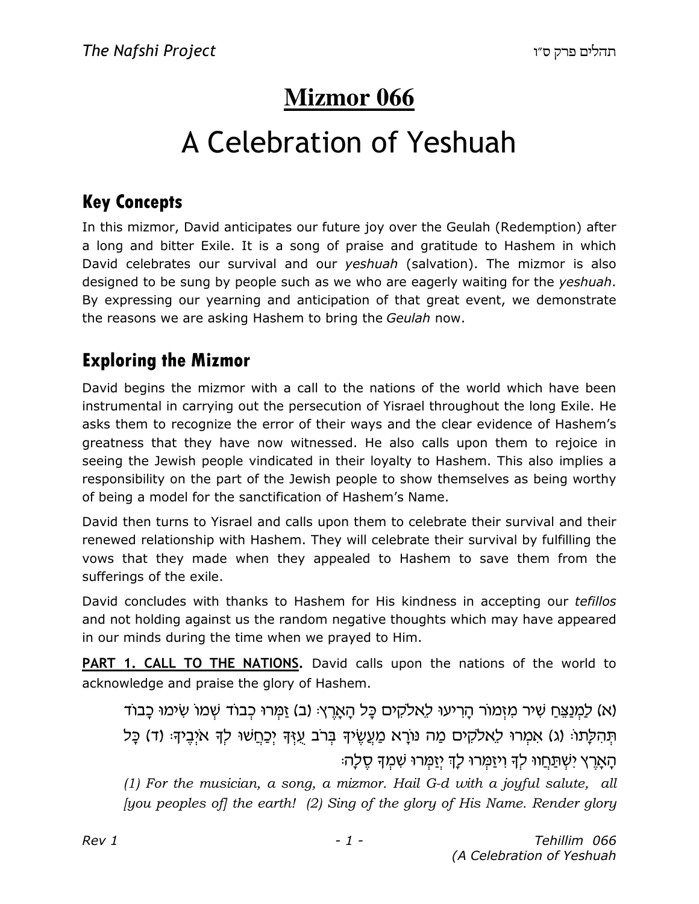# Mizmor 066

# A Celebration of Yeshuah

## Key Concepts

In this mizmor, David anticipates our future joy over the Geulah (Redemption) after a long and bitter Exile. It is a song of praise and gratitude to Hashem in which David celebrates our survival and our *yeshuah* (salvation). The mizmor is also designed to be sung by people such as we who are eagerly waiting for the *yeshuah*. By expressing our yearning and anticipation of that great event, we demonstrate the reasons we are asking Hashem to bring the *Geulah* now.

## Exploring the Mizmor

David begins the mizmor with a call to the nations of the world which have been instrumental in carrying out the persecution of Yisrael throughout the long Exile. He asks them to recognize the error of their ways and the clear evidence of Hashem's greatness that they have now witnessed. He also calls upon them to rejoice in seeing the Jewish people vindicated in their loyalty to Hashem. This also implies a responsibility on the part of the Jewish people to show themselves as being worthy of being a model for the sanctification of Hashem's Name.

David then turns to Yisrael and calls upon them to celebrate their survival and their renewed relationship with Hashem. They will celebrate their survival by fulfilling the vows that they made when they appealed to Hashem to save them from the sufferings of the exile.

David concludes with thanks to Hashem for His kindness in accepting our *tefillos* and not holding against us the random negative thoughts which may have appeared in our minds during the time when we prayed to Him.

**PART 1. CALL TO THE NATIONS.** David calls upon the nations of the world to acknowledge and praise the glory of Hashem.

(א) לַמְנַצֵּחַ שִׁיר מִזְמוֹר הָרִיעוּ לֵאלֹקִים כָּל הָאָרֶץ: (ב) זַמְּרוּ כְבוֹד שְׁמוֹ שִׂימוּ כָבוֹד תְּהִלָּתוֹ: (ג) אִמְרוּ לֵאלֹקִים מַה נּוֹרָא מַעֲשֶׂיךָ בְּרֹב עֻזְּךָ יְכַחֲשׁוּ לְךָ אֹיְבֶיךָ: (ד) כָּל הָאָרֶץ יִשְׁתַּחֲווּ לְךָ וִיזַמְּרוּ לָךְ יְזַמְּרוּ שִׁמְךָ סֶלָה:

*(1) For the musician, a song, a mizmor. Hail G-d with a joyful salute, all [you peoples of] the earth! (2) Sing of the glory of His Name. Render glory*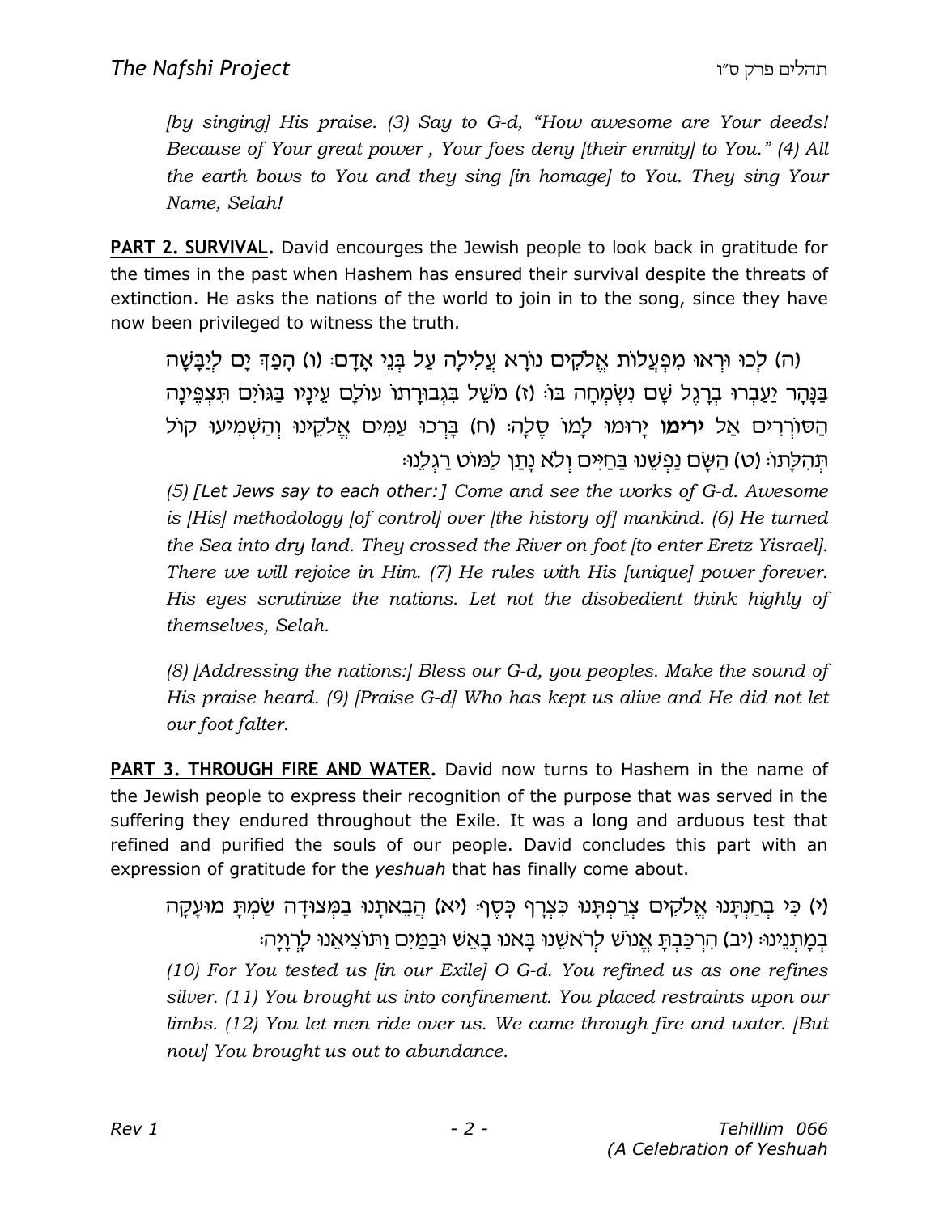*[by singing] His praise. (3) Say to G-d, "How awesome are Your deeds! Because of Your great power , Your foes deny [their enmity] to You." (4) All the earth bows to You and they sing [in homage] to You. They sing Your Name, Selah!*

**PART 2. SURVIVAL.** David encourges the Jewish people to look back in gratitude for the times in the past when Hashem has ensured their survival despite the threats of extinction. He asks the nations of the world to join in to the song, since they have now been privileged to witness the truth.

(ה) לְכוּ וּרְאוּ מִפְעֲלוֹת אֱלֹקִים נוֹרָא עֲלִילָה עַל בְּנֵי אָדָם׃ (ו) הָפַךְ יָם לְיַבָּשָׁה בַּנָּהָר יַעַבְרוּ בְרָגֶל שָׁם נִשְׂמְחָה בּוֹ׃ (ז) מֹשֵׁל בִּגְבוּרָתוֹ עוֹלָם עֵינָיו בַּגּוֹיִם תִּצְפֶּינָה הַסּוֹרְרִים אַל **ירימו** יָרוּמוּ לָמוֹ סֶלָה׃ (ח) בָּרְכוּ עַמִּים אֱלֹקֵינוּ וְהַשְׁמִיעוּ קוֹל תְּהִלָּתוֹ׃ (ט) הַשָּׂם נַפְשֵׁנוּ בַּחַיִּים וְלֹא נָתַן לַמּוֹט רַגְלֵנוּ׃

*(5) [Let Jews say to each other:] Come and see the works of G-d. Awesome is [His] methodology [of control] over [the history of] mankind. (6) He turned the Sea into dry land. They crossed the River on foot [to enter Eretz Yisrael]. There we will rejoice in Him. (7) He rules with His [unique] power forever. His eyes scrutinize the nations. Let not the disobedient think highly of themselves, Selah.*

*(8) [Addressing the nations:] Bless our G-d, you peoples. Make the sound of His praise heard. (9) [Praise G-d] Who has kept us alive and He did not let our foot falter.*

**PART 3. THROUGH FIRE AND WATER.** David now turns to Hashem in the name of the Jewish people to express their recognition of the purpose that was served in the suffering they endured throughout the Exile. It was a long and arduous test that refined and purified the souls of our people. David concludes this part with an expression of gratitude for the *yeshuah* that has finally come about.

(י) כִּי בְחַנְתָּנוּ אֱלֹקִים צְרַפְתָּנוּ כִּצְרָף כָּסֶף׃ (יא) הֲבֵאתָנוּ בַמְּצוּדָה שַׂמְתָּ מוּעָקָה בְמָתְנֵינוּ׃ (יב) הִרְכַּבְתָּ אֱנוֹשׁ לְרֹאשֵׁנוּ בָּאנוּ בָאֵשׁ וּבַמַּיִם וַתּוֹצִיאֵנוּ לָרְוָיָה׃

*(10) For You tested us [in our Exile] O G-d. You refined us as one refines silver. (11) You brought us into confinement. You placed restraints upon our limbs. (12) You let men ride over us. We came through fire and water. [But now] You brought us out to abundance.*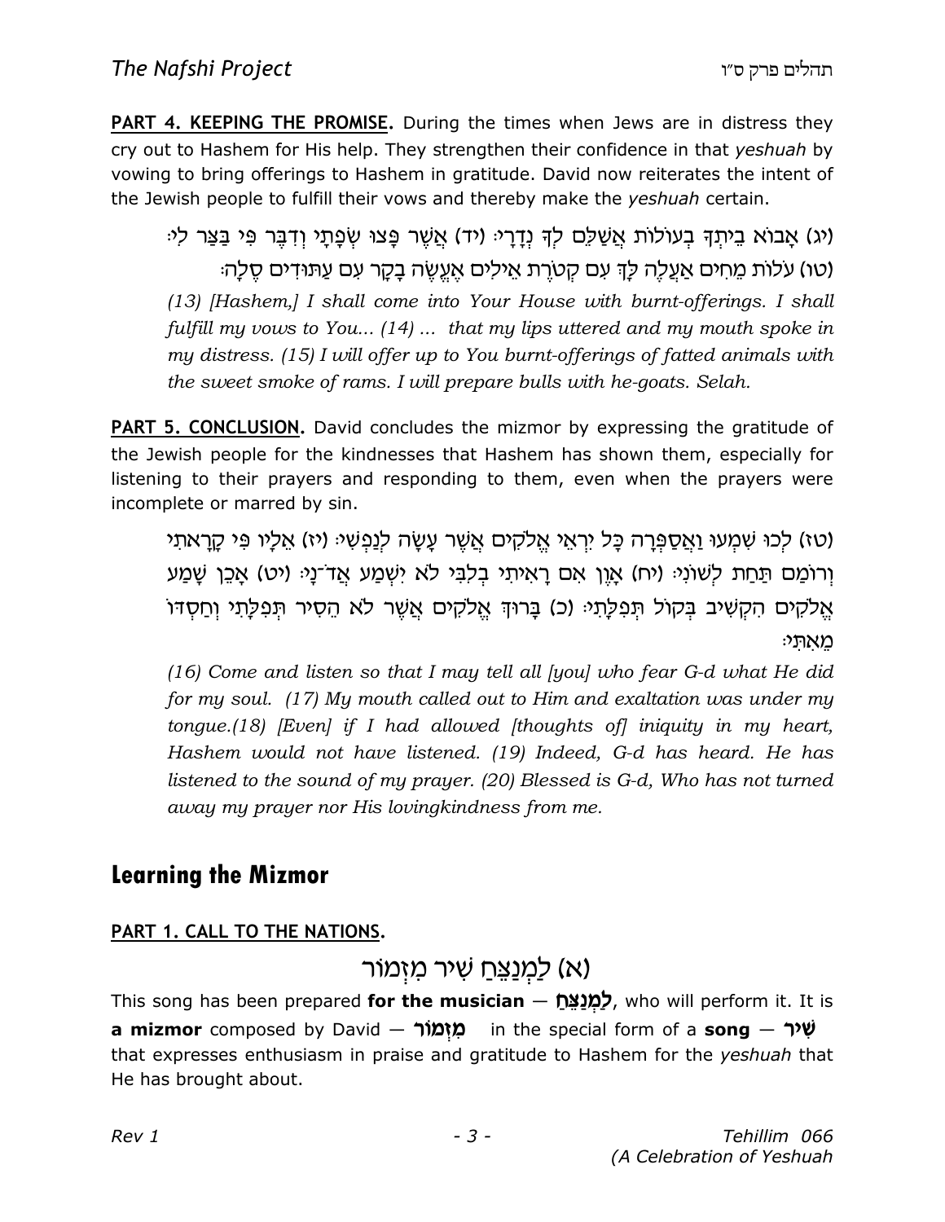**PART 4. KEEPING THE PROMISE.** During the times when Jews are in distress they cry out to Hashem for His help. They strengthen their confidence in that *yeshuah* by vowing to bring offerings to Hashem in gratitude. David now reiterates the intent of the Jewish people to fulfill their vows and thereby make the *yeshuah* certain.

(יג) אָבוֹא בֵיתְךָ בְעוֹלוֹת אֲשַׁלֵּם לְךָ נְדָרָי׃ (יד) אֲשֶׁר פָּצוּ שְׂפָתָי וְדִבֶּר פִּי בַּצַּר לִי׃ (טו) עֹלוֹת מֵחִים אַעֲלֶה לָּךְ עִם קְטֹרֶת אֵילִים אֶעֱשֶׂה בָקָר עִם עַתּוּדִים סֶלָה׃

*(13) [Hashem,] I shall come into Your House with burnt-offerings. I shall fulfill my vows to You... (14) ... that my lips uttered and my mouth spoke in my distress. (15) I will offer up to You burnt-offerings of fatted animals with the sweet smoke of rams. I will prepare bulls with he-goats. Selah.*

**PART 5. CONCLUSION.** David concludes the mizmor by expressing the gratitude of the Jewish people for the kindnesses that Hashem has shown them, especially for listening to their prayers and responding to them, even when the prayers were incomplete or marred by sin.

(טז) לְכוּ שִׁמְעוּ וַאֲסַפְּרָה כָּל יִרְאֵי אֱלֹקִים אֲשֶׁר עָשָׂה לְנַפְשִׁי׃ (יז) אֵלָיו פִּי קָרָאתִי וְרוֹמַם תַּחַת לְשׁוֹנִי׃ (יח) אָוֶן אִם רָאִיתִי בְלִבִּי לֹא יִשְׁמַע אֲדֹ־נָי׃ (יט) אָכֵן שָׁמַע אֱלֹקִים הִקְשִׁיב בְּקוֹל תְּפִלָּתִי׃ (כ) בָּרוּךְ אֱלֹקִים אֲשֶׁר לֹא הֵסִיר תְּפִלָּתִי וְחַסְדּוֹ מֵאִתִּי׃

*(16) Come and listen so that I may tell all [you] who fear G-d what He did for my soul. (17) My mouth called out to Him and exaltation was under my tongue.(18) [Even] if I had allowed [thoughts of] iniquity in my heart, Hashem would not have listened. (19) Indeed, G-d has heard. He has listened to the sound of my prayer. (20) Blessed is G-d, Who has not turned away my prayer nor His lovingkindness from me.*

## Learning the Mizmor

### PART 1. CALL TO THE NATIONS.

(א) לַמְנַצֵּחַ שִׁיר מִזְמוֹר

This song has been prepared **for the musician** — **לַמְנַצֵּחַ**, who will perform it. It is **a mizmor** composed by David — **מִזְמוֹר** in the special form of a **song** — **שִׁיר** that expresses enthusiasm in praise and gratitude to Hashem for the *yeshuah* that He has brought about.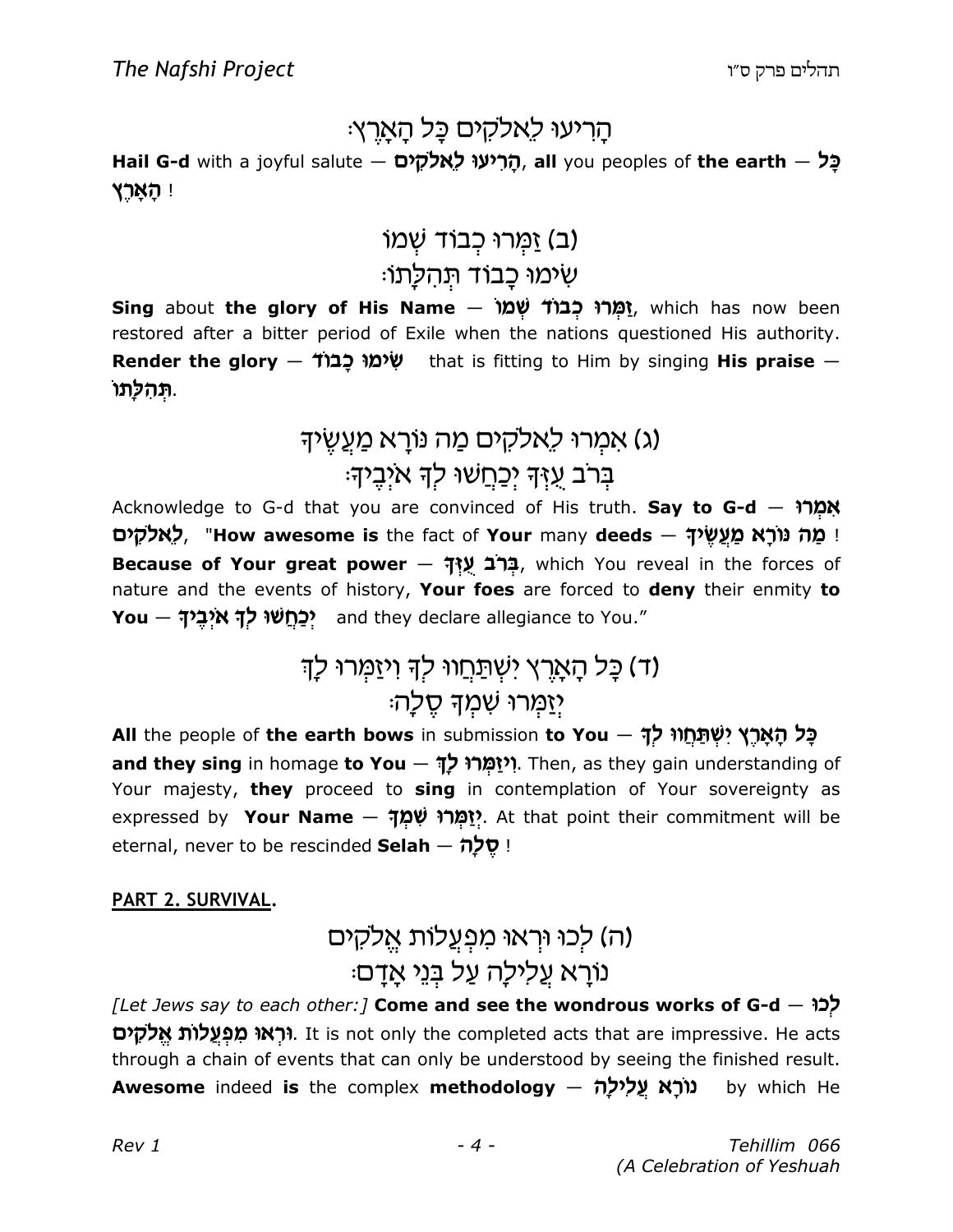הָרִיעוּ לֵאלֹקִים כָּל הָאָרֶץ׃

**Hail G-d** with a joyful salute — **הָרִיעוּ לֵאלֹקִים**, **all** you peoples of **the earth** — **כָּל הָאָרֶץ** !

(ב) זַמְּרוּ כְבוֹד שְׁמוֹ
שִׂימוּ כָבוֹד תְּהִלָּתוֹ׃

**Sing** about **the glory of His Name** — **זַמְּרוּ כְבוֹד שְׁמוֹ**, which has now been restored after a bitter period of Exile when the nations questioned His authority. **Render the glory** — **שִׂימוּ כָבוֹד** that is fitting to Him by singing **His praise** — **תְּהִלָּתוֹ**.

(ג) אִמְרוּ לֵאלֹקִים מַה נּוֹרָא מַעֲשֶׂיךָ
בְּרֹב עֻזְּךָ יְכַחֲשׁוּ לְךָ אֹיְבֶיךָ׃

Acknowledge to G-d that you are convinced of His truth. **Say to G-d** — **אִמְרוּ לֵאלֹקִים**, "**How awesome is** the fact of **Your** many **deeds** — **מַה נּוֹרָא מַעֲשֶׂיךָ** ! **Because of Your great power** — **בְּרֹב עֻזְּךָ**, which You reveal in the forces of nature and the events of history, **Your foes** are forced to **deny** their enmity **to You** — **יְכַחֲשׁוּ לְךָ אֹיְבֶיךָ** and they declare allegiance to You."

(ד) כָּל הָאָרֶץ יִשְׁתַּחֲווּ לְךָ וִיזַמְּרוּ לָךְ
יְזַמְּרוּ שִׁמְךָ סֶלָה׃

**All** the people of **the earth bows** in submission **to You** — **כָּל הָאָרֶץ יִשְׁתַּחֲווּ לְךָ** **and they sing** in homage **to You** — **וִיזַמְּרוּ לָךְ**. Then, as they gain understanding of Your majesty, **they** proceed to **sing** in contemplation of Your sovereignty as expressed by **Your Name** — **יְזַמְּרוּ שִׁמְךָ**. At that point their commitment will be eternal, never to be rescinded **Selah** — **סֶלָה** !

**PART 2. SURVIVAL.**

(ה) לְכוּ וּרְאוּ מִפְעֲלוֹת אֱלֹקִים
נוֹרָא עֲלִילָה עַל בְּנֵי אָדָם׃

*[Let Jews say to each other:]* **Come and see the wondrous works of G-d** — **לְכוּ וּרְאוּ מִפְעֲלוֹת אֱלֹקִים**. It is not only the completed acts that are impressive. He acts through a chain of events that can only be understood by seeing the finished result. **Awesome** indeed **is** the complex **methodology** — **נוֹרָא עֲלִילָה** by which He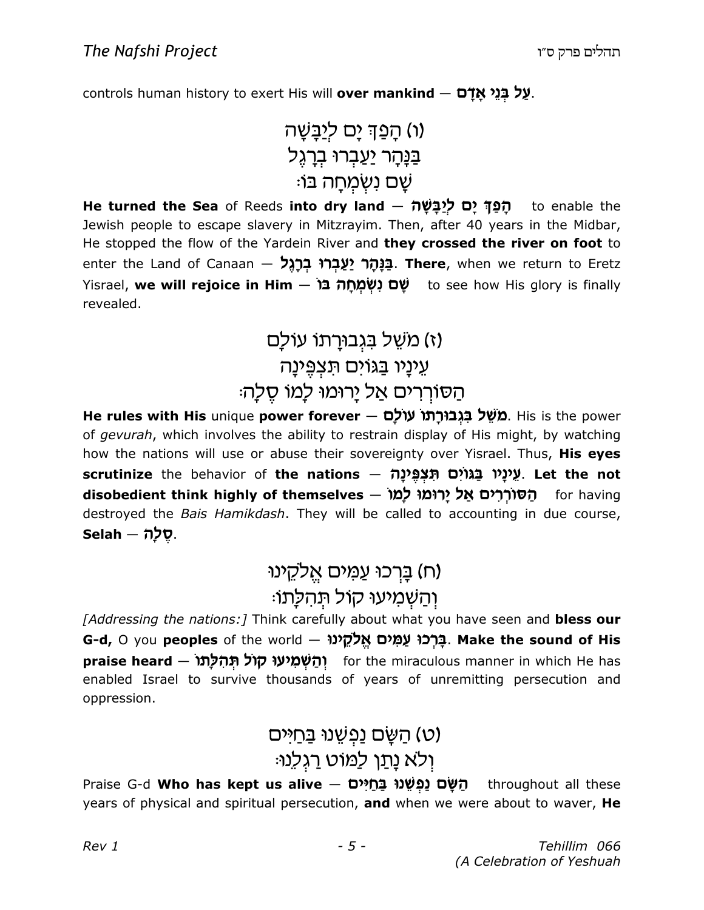controls human history to exert His will **over mankind** — **עַל בְּנֵי אָדָם**.

(ו) הָפַךְ יָם לְיַבָּשָׁה
בַּנָּהָר יַעַבְרוּ בְרָגֶל
שָׁם נִשְׂמְחָה בּוֹ׃

**He turned the Sea** of Reeds **into dry land** — **הָפַךְ יָם לְיַבָּשָׁה** to enable the Jewish people to escape slavery in Mitzrayim. Then, after 40 years in the Midbar, He stopped the flow of the Yardein River and **they crossed the river on foot** to enter the Land of Canaan — **בַּנָּהָר יַעַבְרוּ בְרָגֶל**. **There**, when we return to Eretz Yisrael, **we will rejoice in Him** — **שָׁם נִשְׂמְחָה בּוֹ** to see how His glory is finally revealed.

(ז) מֹשֵׁל בִּגְבוּרָתוֹ עוֹלָם
עֵינָיו בַּגּוֹיִם תִּצְפֶּינָה
הַסּוֹרְרִים אַל יָרוּמוּ לָמוֹ סֶלָה׃

**He rules with His** unique **power forever** — **מֹשֵׁל בִּגְבוּרָתוֹ עוֹלָם**. His is the power of *gevurah*, which involves the ability to restrain display of His might, by watching how the nations will use or abuse their sovereignty over Yisrael. Thus, **His eyes scrutinize** the behavior of **the nations** — **עֵינָיו בַּגּוֹיִם תִּצְפֶּינָה**. **Let the not disobedient think highly of themselves** — **הַסּוֹרְרִים אַל יָרוּמוּ לָמוֹ** for having destroyed the *Bais Hamikdash*. They will be called to accounting in due course, **Selah** — **סֶלָה**.

(ח) בָּרְכוּ עַמִּים אֱלֹקֵינוּ
וְהַשְׁמִיעוּ קוֹל תְּהִלָּתוֹ׃

*[Addressing the nations:]* Think carefully about what you have seen and **bless our G-d,** O you **peoples** of the world — **בָּרְכוּ עַמִּים אֱלֹקֵינוּ**. **Make the sound of His praise heard** — **וְהַשְׁמִיעוּ קוֹל תְּהִלָּתוֹ** for the miraculous manner in which He has enabled Israel to survive thousands of years of unremitting persecution and oppression.

(ט) הַשָּׂם נַפְשֵׁנוּ בַּחַיִּים
וְלֹא נָתַן לַמּוֹט רַגְלֵנוּ׃

Praise G-d **Who has kept us alive** — **הַשָּׂם נַפְשֵׁנוּ בַּחַיִּים** throughout all these years of physical and spiritual persecution, **and** when we were about to waver, **He**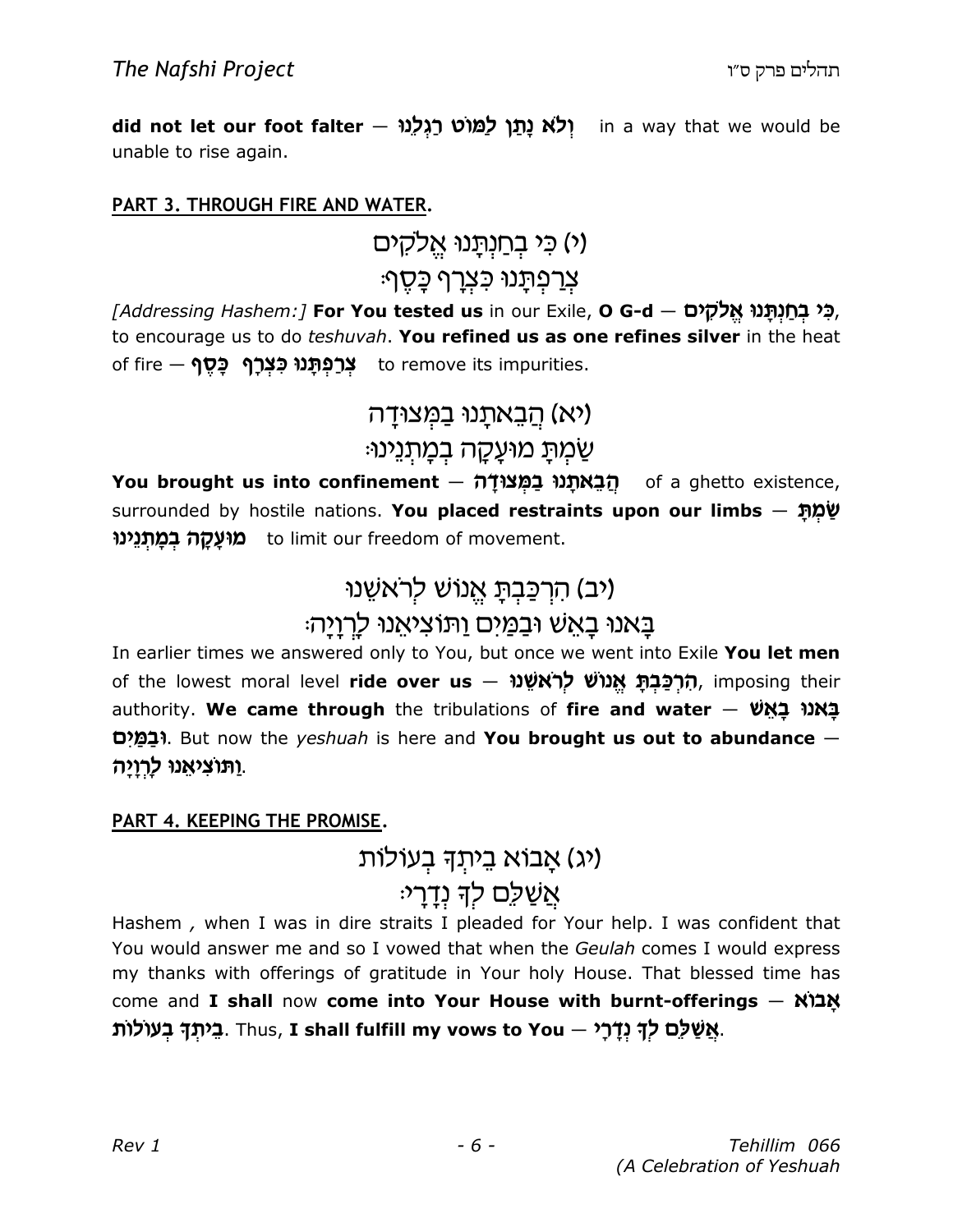**did not let our foot falter** — **וְלֹא נָתַן לַמּוֹט רַגְלֵנוּ** in a way that we would be unable to rise again.

**PART 3. THROUGH FIRE AND WATER.**

(י) כִּי בְחַנְתָּנוּ אֱלֹקִים
צְרַפְתָּנוּ כִּצְרָף כָּסֶף׃

*[Addressing Hashem:]* **For You tested us** in our Exile, **O G-d** — **כִּי בְחַנְתָּנוּ אֱלֹקִים**, to encourage us to do *teshuvah*. **You refined us as one refines silver** in the heat of fire — **צְרַפְתָּנוּ כִּצְרָף כָּסֶף** to remove its impurities.

(יא) הֲבֵאתָנוּ בַמְּצוּדָה
שַׂמְתָּ מוּעָקָה בְמָתְנֵינוּ׃

**You brought us into confinement** — **הֲבֵאתָנוּ בַמְּצוּדָה** of a ghetto existence, surrounded by hostile nations. **You placed restraints upon our limbs** — **שַׂמְתָּ מוּעָקָה בְמָתְנֵינוּ** to limit our freedom of movement.

(יב) הִרְכַּבְתָּ אֱנוֹשׁ לְרֹאשֵׁנוּ
בָּאנוּ בָאֵשׁ וּבַמַּיִם וַתּוֹצִיאֵנוּ לָרְוָיָה׃

In earlier times we answered only to You, but once we went into Exile **You let men** of the lowest moral level **ride over us** — **הִרְכַּבְתָּ אֱנוֹשׁ לְרֹאשֵׁנוּ**, imposing their authority. **We came through** the tribulations of **fire and water** — **בָּאנוּ בָאֵשׁ וּבַמַּיִם**. But now the *yeshuah* is here and **You brought us out to abundance** — **וַתּוֹצִיאֵנוּ לָרְוָיָה**.

**PART 4. KEEPING THE PROMISE.**

(יג) אָבוֹא בֵיתְךָ בְעוֹלוֹת
אֲשַׁלֵּם לְךָ נְדָרָי׃

Hashem , when I was in dire straits I pleaded for Your help. I was confident that You would answer me and so I vowed that when the *Geulah* comes I would express my thanks with offerings of gratitude in Your holy House. That blessed time has come and **I shall** now **come into Your House with burnt-offerings** — **אָבוֹא בֵיתְךָ בְעוֹלוֹת**. Thus, **I shall fulfill my vows to You** — **אֲשַׁלֵּם לְךָ נְדָרָי**.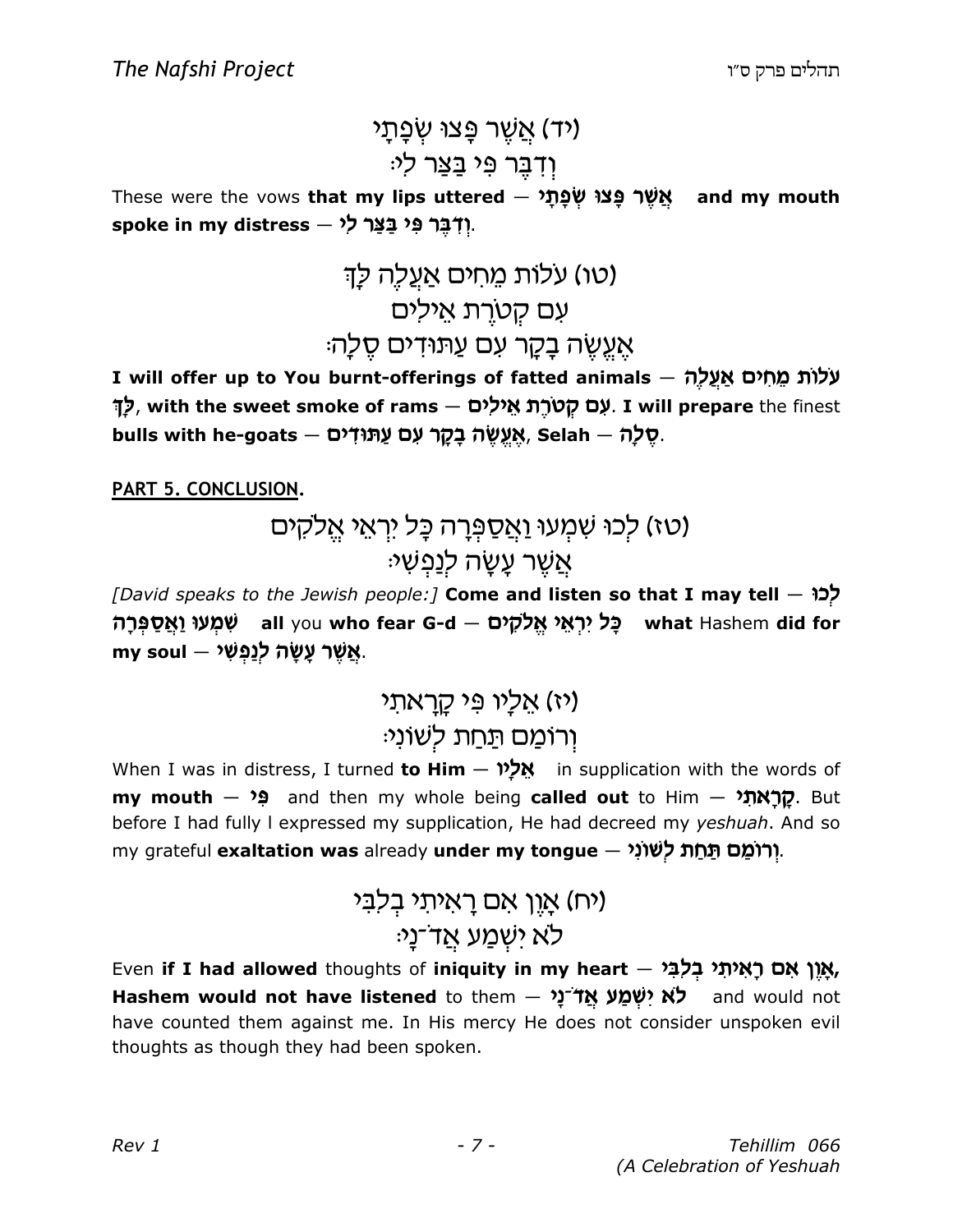(יד) אֲשֶׁר פָּצוּ שְׂפָתָי
וְדִבֶּר פִּי בַּצַּר לִי׃

These were the vows **that my lips uttered** — **אֲשֶׁר פָּצוּ שְׂפָתָי** **and my mouth spoke in my distress** — **וְדִבֶּר פִּי בַּצַּר לִי**.

(טו) עֹלוֹת מֵחִים אַעֲלֶה לָּךְ
עִם קְטֹרֶת אֵילִים
אֶעֱשֶׂה בָקָר עִם עַתּוּדִים סֶלָה׃

**I will offer up to You burnt-offerings of fatted animals** — **עֹלוֹת מֵחִים אַעֲלֶה לָּךְ**, **with the sweet smoke of rams** — **עִם קְטֹרֶת אֵילִים**. **I will prepare** the finest **bulls with he-goats** — **אֶעֱשֶׂה בָקָר עִם עַתּוּדִים**, **Selah** — **סֶלָה**.

**PART 5. CONCLUSION.**

(טז) לְכוּ שִׁמְעוּ וַאֲסַפְּרָה כָּל יִרְאֵי אֱלֹקִים
אֲשֶׁר עָשָׂה לְנַפְשִׁי׃

*[David speaks to the Jewish people:]* **Come and listen so that I may tell** — **לְכוּ שִׁמְעוּ וַאֲסַפְּרָה** **all** you **who fear G-d** — **כָּל יִרְאֵי אֱלֹקִים** **what** Hashem **did for my soul** — **אֲשֶׁר עָשָׂה לְנַפְשִׁי**.

(יז) אֵלָיו פִּי קָרָאתִי
וְרוֹמַם תַּחַת לְשׁוֹנִי׃

When I was in distress, I turned **to Him** — **אֵלָיו** in supplication with the words of **my mouth** — **פִּי** and then my whole being **called out** to Him — **קָרָאתִי**. But before I had fully l expressed my supplication, He had decreed my *yeshuah*. And so my grateful **exaltation was** already **under my tongue** — **וְרוֹמַם תַּחַת לְשׁוֹנִי**.

(יח) אָוֶן אִם רָאִיתִי בְלִבִּי
לֹא יִשְׁמַע אֲדֹ־נָי׃

Even **if I had allowed** thoughts of **iniquity in my heart** — **אָוֶן אִם רָאִיתִי בְלִבִּי**, **Hashem would not have listened** to them — **לֹא יִשְׁמַע אֲדֹ־נָי** and would not have counted them against me. In His mercy He does not consider unspoken evil thoughts as though they had been spoken.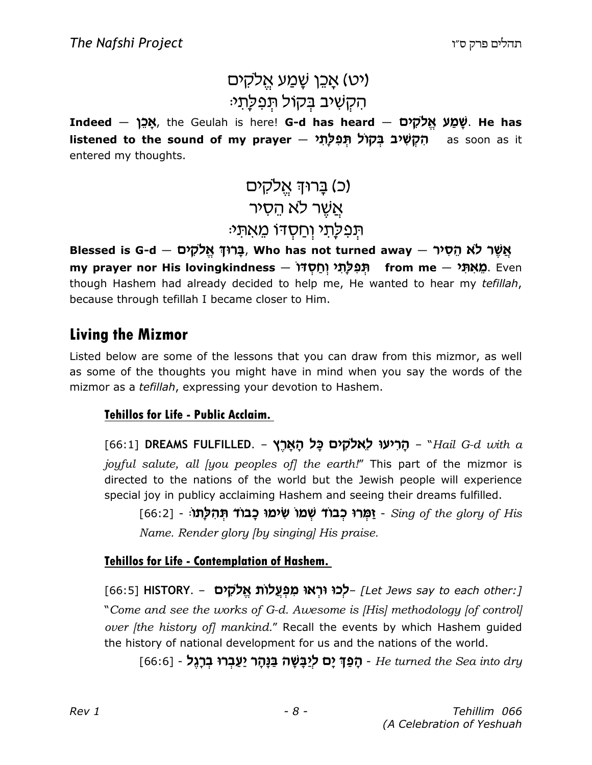(יט) אָכֵן שָׁמַע אֱלֹקִים
הִקְשִׁיב בְּקוֹל תְּפִלָּתִי׃

**Indeed — אָכֵן**, the Geulah is here! **G-d has heard — שָׁמַע אֱלֹקִים**. **He has listened to the sound of my prayer — הִקְשִׁיב בְּקוֹל תְּפִלָּתִי** as soon as it entered my thoughts.

(כ) בָּרוּךְ אֱלֹקִים
אֲשֶׁר לֹא הֵסִיר
תְּפִלָּתִי וְחַסְדּוֹ מֵאִתִּי׃

**Blessed is G-d — בָּרוּךְ אֱלֹקִים, Who has not turned away — אֲשֶׁר לֹא הֵסִיר my prayer nor His lovingkindness — תְּפִלָּתִי וְחַסְדּוֹ from me — מֵאִתִּי**. Even though Hashem had already decided to help me, He wanted to hear my *tefillah*, because through tefillah I became closer to Him.

## Living the Mizmor

Listed below are some of the lessons that you can draw from this mizmor, as well as some of the thoughts you might have in mind when you say the words of the mizmor as a *tefillah*, expressing your devotion to Hashem.

### Tehillos for Life - Public Acclaim.

[66:1] **DREAMS FULFILLED**. – **הָרִיעוּ לֵאלֹקִים כָּל הָאָרֶץ** – "*Hail G-d with a joyful salute, all [you peoples of] the earth!*" This part of the mizmor is directed to the nations of the world but the Jewish people will experience special joy in publicy acclaiming Hashem and seeing their dreams fulfilled.

[66:2] - **זַמְּרוּ כְבוֹד שְׁמוֹ שִׂימוּ כָבוֹד תְּהִלָּתוֹ׃** - *Sing of the glory of His Name. Render glory [by singing] His praise.*

### Tehillos for Life - Contemplation of Hashem.

[66:5] **HISTORY**. – **לְכוּ וּרְאוּ מִפְעֲלוֹת אֱלֹקִים**– *[Let Jews say to each other:]* "*Come and see the works of G-d. Awesome is [His] methodology [of control] over [the history of] mankind.*" Recall the events by which Hashem guided the history of national development for us and the nations of the world.

[66:6] - **הָפַךְ יָם לְיַבָּשָׁה בַּנָּהָר יַעַבְרוּ בְרָגֶל** - *He turned the Sea into dry*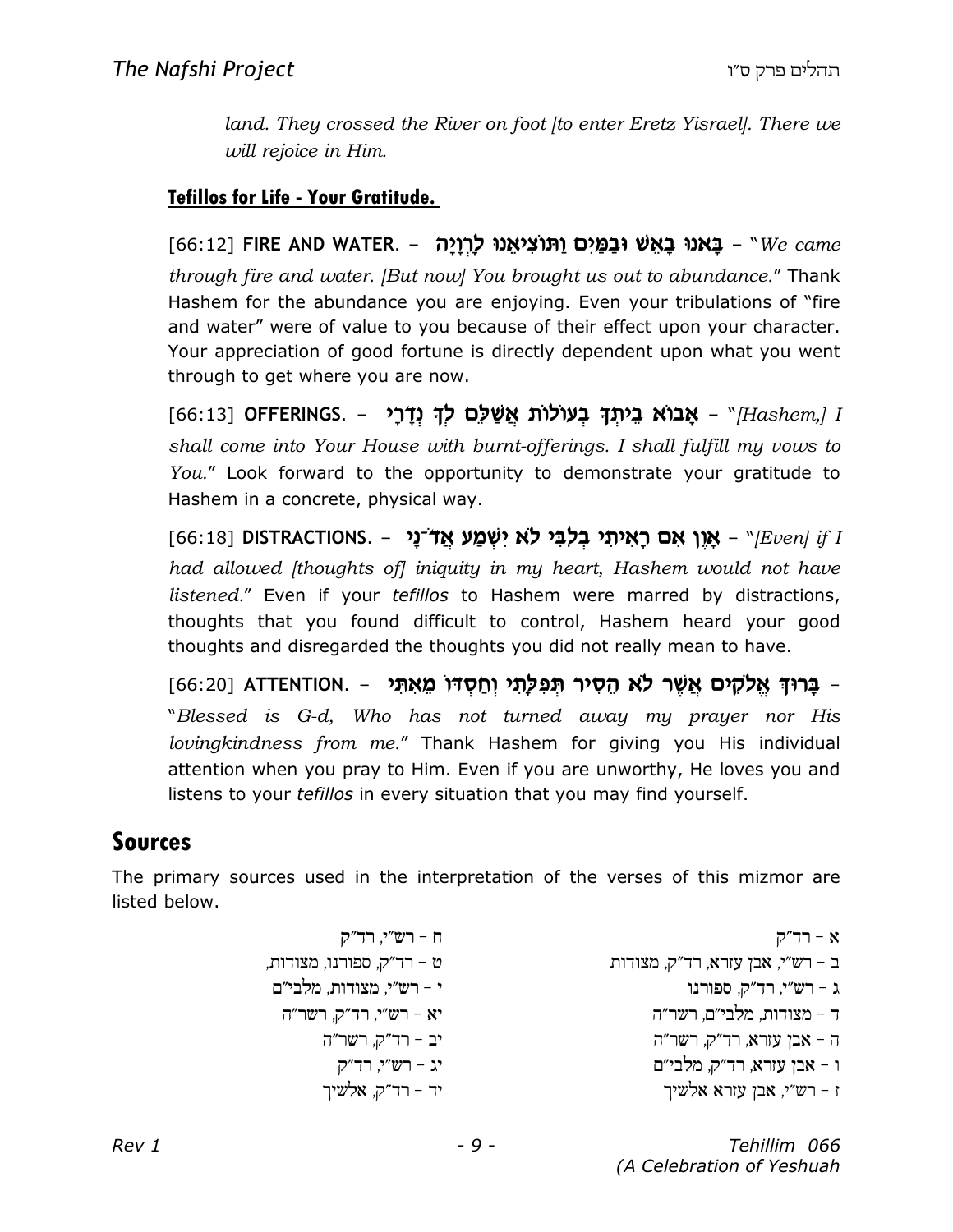*land. They crossed the River on foot [to enter Eretz Yisrael]. There we will rejoice in Him.*

### **Tefillos for Life - Your Gratitude.**

[66:12] **FIRE AND WATER**. – **בָּאנוּ בָאֵשׁ וּבַמַּיִם וַתּוֹצִיאֵנוּ לָרְוָיָה** – "*We came through fire and water. [But now] You brought us out to abundance.*" Thank Hashem for the abundance you are enjoying. Even your tribulations of "fire and water" were of value to you because of their effect upon your character. Your appreciation of good fortune is directly dependent upon what you went through to get where you are now.

[66:13] **OFFERINGS**. – **אָבוֹא בֵיתְךָ בְעוֹלוֹת אֲשַׁלֵּם לְךָ נְדָרָי** – "*[Hashem,] I shall come into Your House with burnt-offerings. I shall fulfill my vows to You.*" Look forward to the opportunity to demonstrate your gratitude to Hashem in a concrete, physical way.

[66:18] **DISTRACTIONS**. – **אָוֶן אִם רָאִיתִי בְלִבִּי לֹא יִשְׁמַע אֲדֹ־נָי** – "*[Even] if I had allowed [thoughts of] iniquity in my heart, Hashem would not have listened.*" Even if your *tefillos* to Hashem were marred by distractions, thoughts that you found difficult to control, Hashem heard your good thoughts and disregarded the thoughts you did not really mean to have.

[66:20] **ATTENTION**. – **בָּרוּךְ אֱלֹקִים אֲשֶׁר לֹא הֵסִיר תְּפִלָּתִי וְחַסְדּוֹ מֵאִתִּי** – "*Blessed is G-d, Who has not turned away my prayer nor His lovingkindness from me.*" Thank Hashem for giving you His individual attention when you pray to Him. Even if you are unworthy, He loves you and listens to your *tefillos* in every situation that you may find yourself.

## **Sources**

The primary sources used in the interpretation of the verses of this mizmor are listed below.

א – רד"ק
ב – רש"י, אבן עזרא, רד"ק, מצודות
ג – רש"י, רד"ק, ספורנו
ד – מצודות, מלבי"ם, רשר"ה
ה – אבן עזרא, רד"ק, רשר"ה
ו – אבן עזרא, רד"ק, מלבי"ם
ז – רש"י, אבן עזרא אלשיך
ח – רש"י, רד"ק
ט – רד"ק, ספורנו, מצודות,
י – רש"י, מצודות, מלבי"ם
יא – רש"י, רד"ק, רשר"ה
יב – רד"ק, רשר"ה
יג – רש"י, רד"ק
יד – רד"ק, אלשיך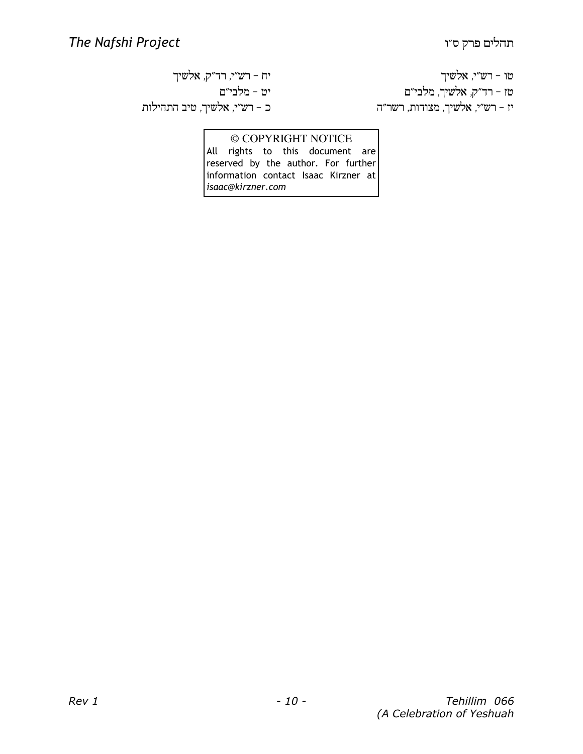טו – רש"י, אלשיך
טז – רד"ק, אלשיך, מלבי"ם
יז – רש"י, אלשיך, מצודות, רשר"ה
יח – רש"י, רד"ק, אלשיך
יט – מלבי"ם
כ – רש"י, אלשיך, טיב התהילות

© COPYRIGHT NOTICE
All rights to this document are reserved by the author. For further information contact Isaac Kirzner at *isaac@kirzner.com*